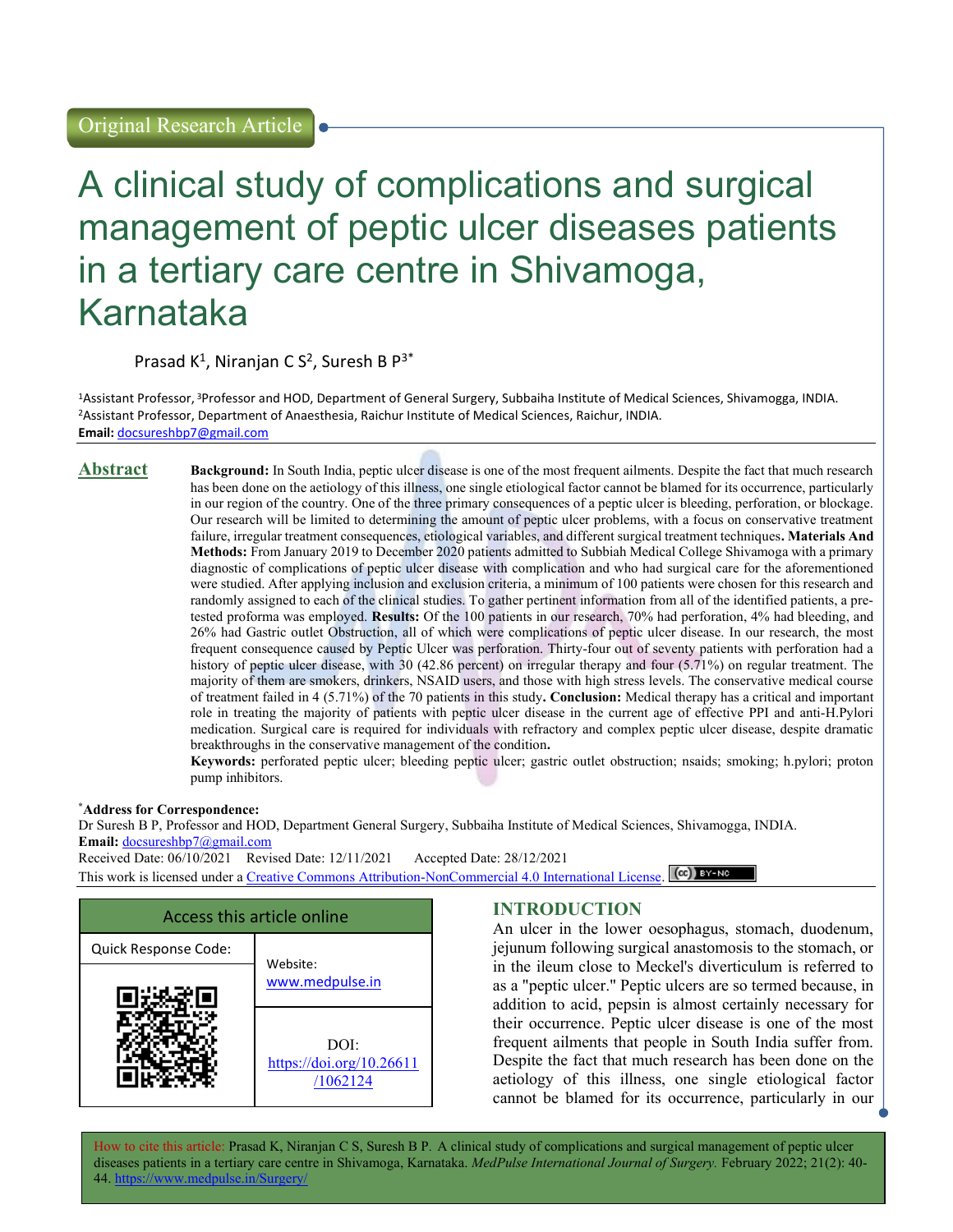Original Research Article

# A clinical study of complications and surgical management of peptic ulcer diseases patients in a tertiary care centre in Shivamoga, Karnataka

Prasad K[1], Niranjan C S[2], Suresh B P[3*]

[1]Assistant Professor, [3]Professor and HOD, Department of General Surgery, Subbaiha Institute of Medical Sciences, Shivamogga, INDIA.
[2]Assistant Professor, Department of Anaesthesia, Raichur Institute of Medical Sciences, Raichur, INDIA.
**Email:** docsureshbp7@gmail.com

## Abstract

**Background:** In South India, peptic ulcer disease is one of the most frequent ailments. Despite the fact that much research has been done on the aetiology of this illness, one single etiological factor cannot be blamed for its occurrence, particularly in our region of the country. One of the three primary consequences of a peptic ulcer is bleeding, perforation, or blockage. Our research will be limited to determining the amount of peptic ulcer problems, with a focus on conservative treatment failure, irregular treatment consequences, etiological variables, and different surgical treatment techniques. **Materials And Methods:** From January 2019 to December 2020 patients admitted to Subbiah Medical College Shivamoga with a primary diagnostic of complications of peptic ulcer disease with complication and who had surgical care for the aforementioned were studied. After applying inclusion and exclusion criteria, a minimum of 100 patients were chosen for this research and randomly assigned to each of the clinical studies. To gather pertinent information from all of the identified patients, a pre-tested proforma was employed. **Results:** Of the 100 patients in our research, 70% had perforation, 4% had bleeding, and 26% had Gastric outlet Obstruction, all of which were complications of peptic ulcer disease. In our research, the most frequent consequence caused by Peptic Ulcer was perforation. Thirty-four out of seventy patients with perforation had a history of peptic ulcer disease, with 30 (42.86 percent) on irregular therapy and four (5.71%) on regular treatment. The majority of them are smokers, drinkers, NSAID users, and those with high stress levels. The conservative medical course of treatment failed in 4 (5.71%) of the 70 patients in this study. **Conclusion:** Medical therapy has a critical and important role in treating the majority of patients with peptic ulcer disease in the current age of effective PPI and anti-H.Pylori medication. Surgical care is required for individuals with refractory and complex peptic ulcer disease, despite dramatic breakthroughs in the conservative management of the condition.

**Keywords:** perforated peptic ulcer; bleeding peptic ulcer; gastric outlet obstruction; nsaids; smoking; h.pylori; proton pump inhibitors.

*Address for Correspondence:
Dr Suresh B P, Professor and HOD, Department General Surgery, Subbaiha Institute of Medical Sciences, Shivamogga, INDIA.
**Email:** docsureshbp7@gmail.com
Received Date: 06/10/2021 Revised Date: 12/11/2021 Accepted Date: 28/12/2021
This work is licensed under a Creative Commons Attribution-NonCommercial 4.0 International License.

| Access this article online | |
|---|---|
| Quick Response Code: | Website: www.medpulse.in |
| | DOI: https://doi.org/10.26611/1062124 |

## INTRODUCTION

An ulcer in the lower oesophagus, stomach, duodenum, jejunum following surgical anastomosis to the stomach, or in the ileum close to Meckel's diverticulum is referred to as a "peptic ulcer." Peptic ulcers are so termed because, in addition to acid, pepsin is almost certainly necessary for their occurrence. Peptic ulcer disease is one of the most frequent ailments that people in South India suffer from. Despite the fact that much research has been done on the aetiology of this illness, one single etiological factor cannot be blamed for its occurrence, particularly in our

How to cite this article: Prasad K, Niranjan C S, Suresh B P. A clinical study of complications and surgical management of peptic ulcer diseases patients in a tertiary care centre in Shivamoga, Karnataka. *MedPulse International Journal of Surgery.* February 2022; 21(2): 40-44. https://www.medpulse.in/Surgery/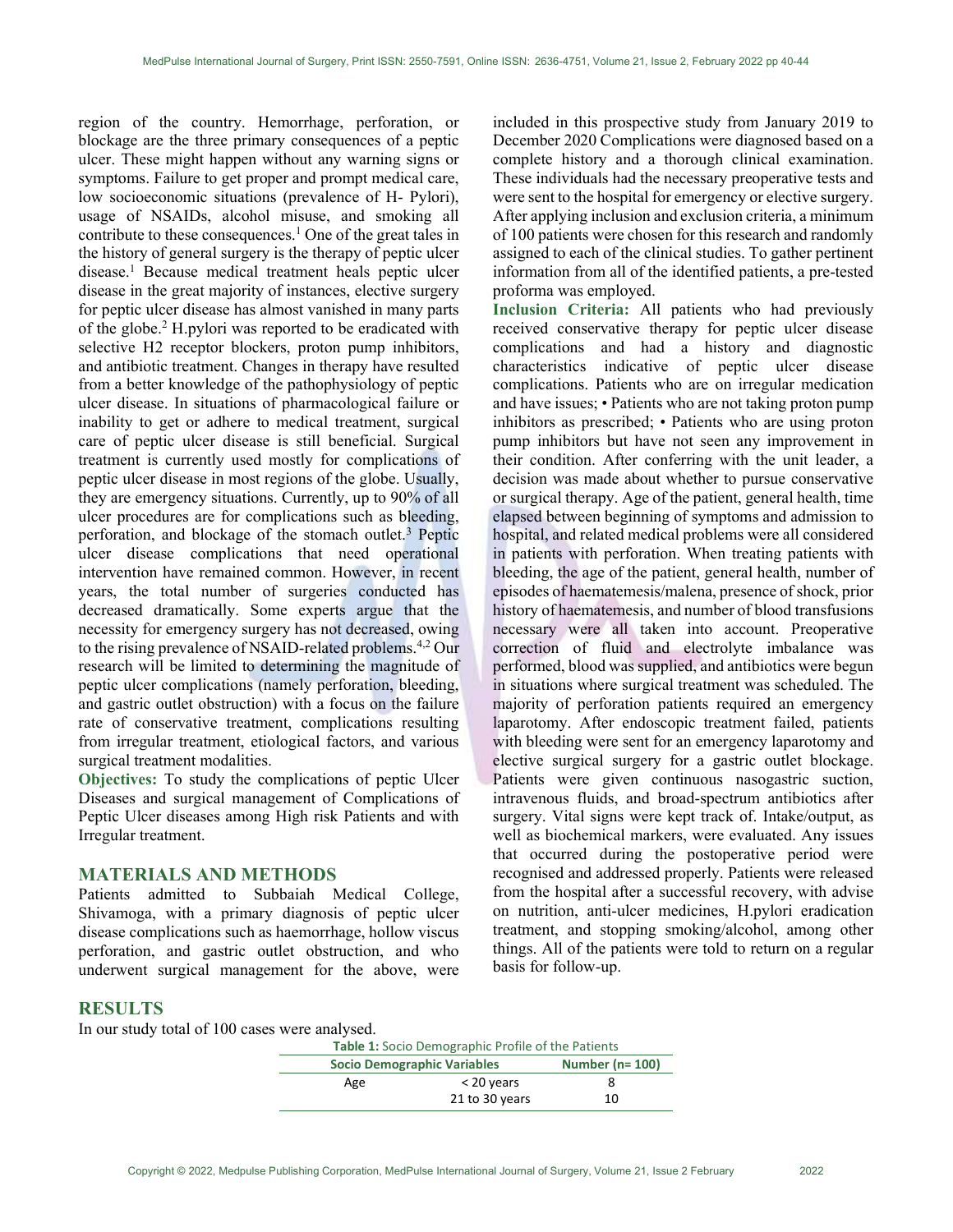region of the country. Hemorrhage, perforation, or blockage are the three primary consequences of a peptic ulcer. These might happen without any warning signs or symptoms. Failure to get proper and prompt medical care, low socioeconomic situations (prevalence of H- Pylori), usage of NSAIDs, alcohol misuse, and smoking all contribute to these consequences.[1] One of the great tales in the history of general surgery is the therapy of peptic ulcer disease.[1] Because medical treatment heals peptic ulcer disease in the great majority of instances, elective surgery for peptic ulcer disease has almost vanished in many parts of the globe.[2] H.pylori was reported to be eradicated with selective H2 receptor blockers, proton pump inhibitors, and antibiotic treatment. Changes in therapy have resulted from a better knowledge of the pathophysiology of peptic ulcer disease. In situations of pharmacological failure or inability to get or adhere to medical treatment, surgical care of peptic ulcer disease is still beneficial. Surgical treatment is currently used mostly for complications of peptic ulcer disease in most regions of the globe. Usually, they are emergency situations. Currently, up to 90% of all ulcer procedures are for complications such as bleeding, perforation, and blockage of the stomach outlet.[3] Peptic ulcer disease complications that need operational intervention have remained common. However, in recent years, the total number of surgeries conducted has decreased dramatically. Some experts argue that the necessity for emergency surgery has not decreased, owing to the rising prevalence of NSAID-related problems.[4,2] Our research will be limited to determining the magnitude of peptic ulcer complications (namely perforation, bleeding, and gastric outlet obstruction) with a focus on the failure rate of conservative treatment, complications resulting from irregular treatment, etiological factors, and various surgical treatment modalities.

**Objectives:** To study the complications of peptic Ulcer Diseases and surgical management of Complications of Peptic Ulcer diseases among High risk Patients and with Irregular treatment.

## MATERIALS AND METHODS

Patients admitted to Subbaiah Medical College, Shivamoga, with a primary diagnosis of peptic ulcer disease complications such as haemorrhage, hollow viscus perforation, and gastric outlet obstruction, and who underwent surgical management for the above, were included in this prospective study from January 2019 to December 2020 Complications were diagnosed based on a complete history and a thorough clinical examination. These individuals had the necessary preoperative tests and were sent to the hospital for emergency or elective surgery. After applying inclusion and exclusion criteria, a minimum of 100 patients were chosen for this research and randomly assigned to each of the clinical studies. To gather pertinent information from all of the identified patients, a pre-tested proforma was employed.

**Inclusion Criteria:** All patients who had previously received conservative therapy for peptic ulcer disease complications and had a history and diagnostic characteristics indicative of peptic ulcer disease complications. Patients who are on irregular medication and have issues; • Patients who are not taking proton pump inhibitors as prescribed; • Patients who are using proton pump inhibitors but have not seen any improvement in their condition. After conferring with the unit leader, a decision was made about whether to pursue conservative or surgical therapy. Age of the patient, general health, time elapsed between beginning of symptoms and admission to hospital, and related medical problems were all considered in patients with perforation. When treating patients with bleeding, the age of the patient, general health, number of episodes of haematemesis/malena, presence of shock, prior history of haematemesis, and number of blood transfusions necessary were all taken into account. Preoperative correction of fluid and electrolyte imbalance was performed, blood was supplied, and antibiotics were begun in situations where surgical treatment was scheduled. The majority of perforation patients required an emergency laparotomy. After endoscopic treatment failed, patients with bleeding were sent for an emergency laparotomy and elective surgical surgery for a gastric outlet blockage. Patients were given continuous nasogastric suction, intravenous fluids, and broad-spectrum antibiotics after surgery. Vital signs were kept track of. Intake/output, as well as biochemical markers, were evaluated. Any issues that occurred during the postoperative period were recognised and addressed properly. Patients were released from the hospital after a successful recovery, with advise on nutrition, anti-ulcer medicines, H.pylori eradication treatment, and stopping smoking/alcohol, among other things. All of the patients were told to return on a regular basis for follow-up.

## RESULTS

In our study total of 100 cases were analysed.

**Table 1:** Socio Demographic Profile of the Patients

| Socio Demographic Variables | | Number (n= 100) |
|---|---|---|
| Age | < 20 years | 8 |
| | 21 to 30 years | 10 |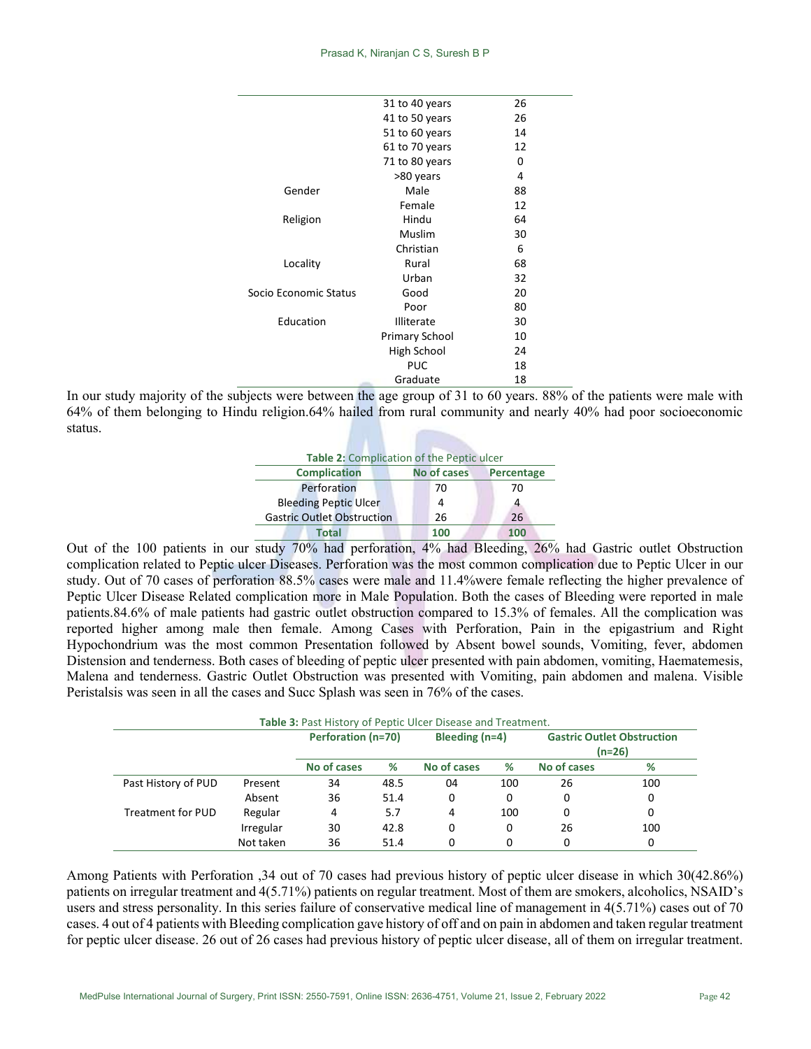| | | |
|---|---|---|
| | 31 to 40 years | 26 |
| | 41 to 50 years | 26 |
| | 51 to 60 years | 14 |
| | 61 to 70 years | 12 |
| | 71 to 80 years | 0 |
| | >80 years | 4 |
| Gender | Male | 88 |
| | Female | 12 |
| Religion | Hindu | 64 |
| | Muslim | 30 |
| | Christian | 6 |
| Locality | Rural | 68 |
| | Urban | 32 |
| Socio Economic Status | Good | 20 |
| | Poor | 80 |
| Education | Illiterate | 30 |
| | Primary School | 10 |
| | High School | 24 |
| | PUC | 18 |
| | Graduate | 18 |

In our study majority of the subjects were between the age group of 31 to 60 years. 88% of the patients were male with 64% of them belonging to Hindu religion.64% hailed from rural community and nearly 40% had poor socioeconomic status.

**Table 2:** Complication of the Peptic ulcer

| Complication | No of cases | Percentage |
|---|---|---|
| Perforation | 70 | 70 |
| Bleeding Peptic Ulcer | 4 | 4 |
| Gastric Outlet Obstruction | 26 | 26 |
| **Total** | **100** | **100** |

Out of the 100 patients in our study 70% had perforation, 4% had Bleeding, 26% had Gastric outlet Obstruction complication related to Peptic ulcer Diseases. Perforation was the most common complication due to Peptic Ulcer in our study. Out of 70 cases of perforation 88.5% cases were male and 11.4%were female reflecting the higher prevalence of Peptic Ulcer Disease Related complication more in Male Population. Both the cases of Bleeding were reported in male patients.84.6% of male patients had gastric outlet obstruction compared to 15.3% of females. All the complication was reported higher among male then female. Among Cases with Perforation, Pain in the epigastrium and Right Hypochondrium was the most common Presentation followed by Absent bowel sounds, Vomiting, fever, abdomen Distension and tenderness. Both cases of bleeding of peptic ulcer presented with pain abdomen, vomiting, Haematemesis, Malena and tenderness. Gastric Outlet Obstruction was presented with Vomiting, pain abdomen and malena. Visible Peristalsis was seen in all the cases and Succ Splash was seen in 76% of the cases.

**Table 3:** Past History of Peptic Ulcer Disease and Treatment.

| | | Perforation (n=70) | | Bleeding (n=4) | | Gastric Outlet Obstruction (n=26) | |
|---|---|---|---|---|---|---|---|
| | | No of cases | % | No of cases | % | No of cases | % |
| Past History of PUD | Present | 34 | 48.5 | 04 | 100 | 26 | 100 |
| | Absent | 36 | 51.4 | 0 | 0 | 0 | 0 |
| Treatment for PUD | Regular | 4 | 5.7 | 4 | 100 | 0 | 0 |
| | Irregular | 30 | 42.8 | 0 | 0 | 26 | 100 |
| | Not taken | 36 | 51.4 | 0 | 0 | 0 | 0 |

Among Patients with Perforation ,34 out of 70 cases had previous history of peptic ulcer disease in which 30(42.86%) patients on irregular treatment and 4(5.71%) patients on regular treatment. Most of them are smokers, alcoholics, NSAID's users and stress personality. In this series failure of conservative medical line of management in 4(5.71%) cases out of 70 cases. 4 out of 4 patients with Bleeding complication gave history of off and on pain in abdomen and taken regular treatment for peptic ulcer disease. 26 out of 26 cases had previous history of peptic ulcer disease, all of them on irregular treatment.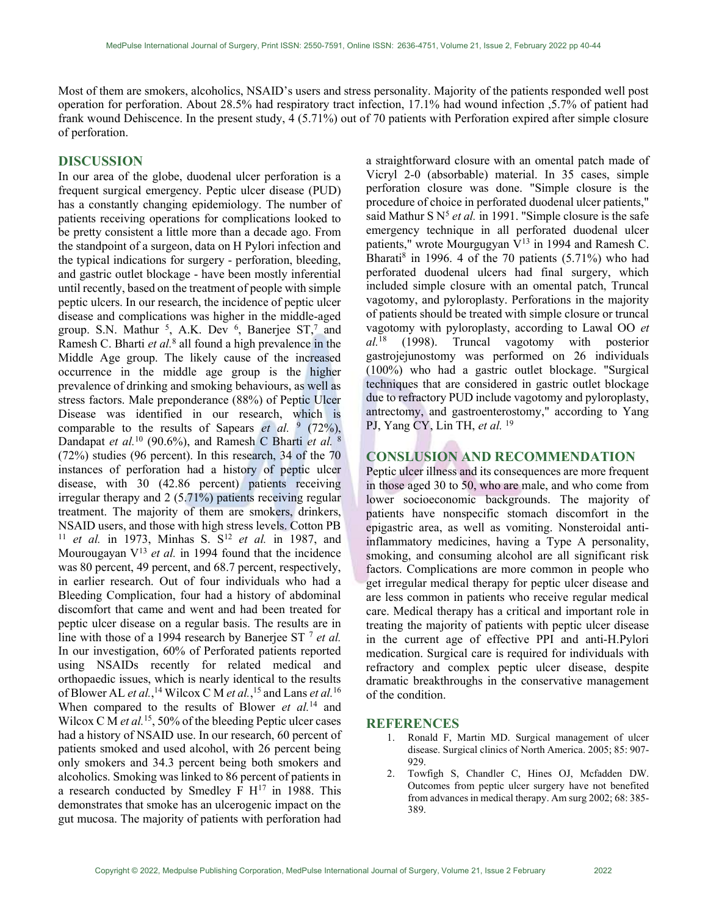Most of them are smokers, alcoholics, NSAID's users and stress personality. Majority of the patients responded well post operation for perforation. About 28.5% had respiratory tract infection, 17.1% had wound infection ,5.7% of patient had frank wound Dehiscence. In the present study, 4 (5.71%) out of 70 patients with Perforation expired after simple closure of perforation.

## DISCUSSION

In our area of the globe, duodenal ulcer perforation is a frequent surgical emergency. Peptic ulcer disease (PUD) has a constantly changing epidemiology. The number of patients receiving operations for complications looked to be pretty consistent a little more than a decade ago. From the standpoint of a surgeon, data on H Pylori infection and the typical indications for surgery - perforation, bleeding, and gastric outlet blockage - have been mostly inferential until recently, based on the treatment of people with simple peptic ulcers. In our research, the incidence of peptic ulcer disease and complications was higher in the middle-aged group. S.N. Mathur [5], A.K. Dev [6], Banerjee ST,[7] and Ramesh C. Bharti *et al.*[8] all found a high prevalence in the Middle Age group. The likely cause of the increased occurrence in the middle age group is the higher prevalence of drinking and smoking behaviours, as well as stress factors. Male preponderance (88%) of Peptic Ulcer Disease was identified in our research, which is comparable to the results of Sapears *et al.* [9] (72%), Dandapat *et al.*[10] (90.6%), and Ramesh C Bharti *et al.* [8] (72%) studies (96 percent). In this research, 34 of the 70 instances of perforation had a history of peptic ulcer disease, with 30 (42.86 percent) patients receiving irregular therapy and 2 (5.71%) patients receiving regular treatment. The majority of them are smokers, drinkers, NSAID users, and those with high stress levels. Cotton PB [11] *et al.* in 1973, Minhas S. S[12] *et al.* in 1987, and Mourougayan V[13] *et al.* in 1994 found that the incidence was 80 percent, 49 percent, and 68.7 percent, respectively, in earlier research. Out of four individuals who had a Bleeding Complication, four had a history of abdominal discomfort that came and went and had been treated for peptic ulcer disease on a regular basis. The results are in line with those of a 1994 research by Banerjee ST [7] *et al.* In our investigation, 60% of Perforated patients reported using NSAIDs recently for related medical and orthopaedic issues, which is nearly identical to the results of Blower AL *et al.*,[14] Wilcox C M *et al.*,[15] and Lans *et al.*[16] When compared to the results of Blower *et al.*[14] and Wilcox C M *et al.*[15], 50% of the bleeding Peptic ulcer cases had a history of NSAID use. In our research, 60 percent of patients smoked and used alcohol, with 26 percent being only smokers and 34.3 percent being both smokers and alcoholics. Smoking was linked to 86 percent of patients in a research conducted by Smedley F H[17] in 1988. This demonstrates that smoke has an ulcerogenic impact on the gut mucosa. The majority of patients with perforation had a straightforward closure with an omental patch made of Vicryl 2-0 (absorbable) material. In 35 cases, simple perforation closure was done. "Simple closure is the procedure of choice in perforated duodenal ulcer patients," said Mathur S N[5] *et al.* in 1991. "Simple closure is the safe emergency technique in all perforated duodenal ulcer patients," wrote Mourgugyan V[13] in 1994 and Ramesh C. Bharati[8] in 1996. 4 of the 70 patients (5.71%) who had perforated duodenal ulcers had final surgery, which included simple closure with an omental patch, Truncal vagotomy, and pyloroplasty. Perforations in the majority of patients should be treated with simple closure or truncal vagotomy with pyloroplasty, according to Lawal OO *et al.*[18] (1998). Truncal vagotomy with posterior gastrojejunostomy was performed on 26 individuals (100%) who had a gastric outlet blockage. "Surgical techniques that are considered in gastric outlet blockage due to refractory PUD include vagotomy and pyloroplasty, antrectomy, and gastroenterostomy," according to Yang PJ, Yang CY, Lin TH, *et al.* [19]

## CONSLUSION AND RECOMMENDATION

Peptic ulcer illness and its consequences are more frequent in those aged 30 to 50, who are male, and who come from lower socioeconomic backgrounds. The majority of patients have nonspecific stomach discomfort in the epigastric area, as well as vomiting. Nonsteroidal anti-inflammatory medicines, having a Type A personality, smoking, and consuming alcohol are all significant risk factors. Complications are more common in people who get irregular medical therapy for peptic ulcer disease and are less common in patients who receive regular medical care. Medical therapy has a critical and important role in treating the majority of patients with peptic ulcer disease in the current age of effective PPI and anti-H.Pylori medication. Surgical care is required for individuals with refractory and complex peptic ulcer disease, despite dramatic breakthroughs in the conservative management of the condition.

## REFERENCES

1. Ronald F, Martin MD. Surgical management of ulcer disease. Surgical clinics of North America. 2005; 85: 907-929.
2. Towfigh S, Chandler C, Hines OJ, Mcfadden DW. Outcomes from peptic ulcer surgery have not benefited from advances in medical therapy. Am surg 2002; 68: 385-389.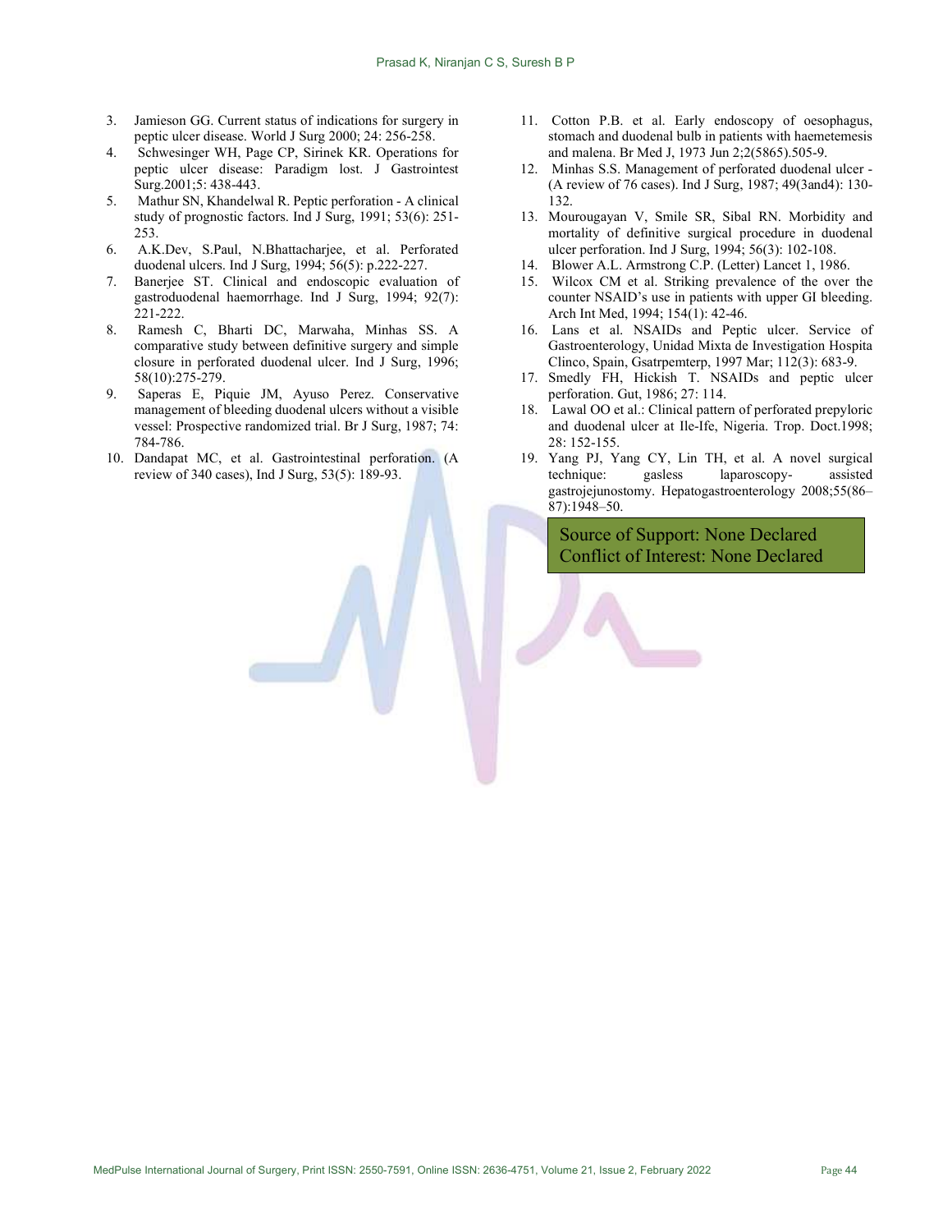3. Jamieson GG. Current status of indications for surgery in peptic ulcer disease. World J Surg 2000; 24: 256-258.
4. Schwesinger WH, Page CP, Sirinek KR. Operations for peptic ulcer disease: Paradigm lost. J Gastrointest Surg.2001;5: 438-443.
5. Mathur SN, Khandelwal R. Peptic perforation - A clinical study of prognostic factors. Ind J Surg, 1991; 53(6): 251-253.
6. A.K.Dev, S.Paul, N.Bhattacharjee, et al. Perforated duodenal ulcers. Ind J Surg, 1994; 56(5): p.222-227.
7. Banerjee ST. Clinical and endoscopic evaluation of gastroduodenal haemorrhage. Ind J Surg, 1994; 92(7): 221-222.
8. Ramesh C, Bharti DC, Marwaha, Minhas SS. A comparative study between definitive surgery and simple closure in perforated duodenal ulcer. Ind J Surg, 1996; 58(10):275-279.
9. Saperas E, Piquie JM, Ayuso Perez. Conservative management of bleeding duodenal ulcers without a visible vessel: Prospective randomized trial. Br J Surg, 1987; 74: 784-786.
10. Dandapat MC, et al. Gastrointestinal perforation. (A review of 340 cases), Ind J Surg, 53(5): 189-93.
11. Cotton P.B. et al. Early endoscopy of oesophagus, stomach and duodenal bulb in patients with haemetemesis and malena. Br Med J, 1973 Jun 2;2(5865).505-9.
12. Minhas S.S. Management of perforated duodenal ulcer - (A review of 76 cases). Ind J Surg, 1987; 49(3and4): 130-132.
13. Mourougayan V, Smile SR, Sibal RN. Morbidity and mortality of definitive surgical procedure in duodenal ulcer perforation. Ind J Surg, 1994; 56(3): 102-108.
14. Blower A.L. Armstrong C.P. (Letter) Lancet 1, 1986.
15. Wilcox CM et al. Striking prevalence of the over the counter NSAID's use in patients with upper GI bleeding. Arch Int Med, 1994; 154(1): 42-46.
16. Lans et al. NSAIDs and Peptic ulcer. Service of Gastroenterology, Unidad Mixta de Investigation Hospita Clinco, Spain, Gsatrpemterp, 1997 Mar; 112(3): 683-9.
17. Smedly FH, Hickish T. NSAIDs and peptic ulcer perforation. Gut, 1986; 27: 114.
18. Lawal OO et al.: Clinical pattern of perforated prepyloric and duodenal ulcer at Ile-Ife, Nigeria. Trop. Doct.1998; 28: 152-155.
19. Yang PJ, Yang CY, Lin TH, et al. A novel surgical technique: gasless laparoscopy- assisted gastrojejunostomy. Hepatogastroenterology 2008;55(86–87):1948–50.

Source of Support: None Declared
Conflict of Interest: None Declared